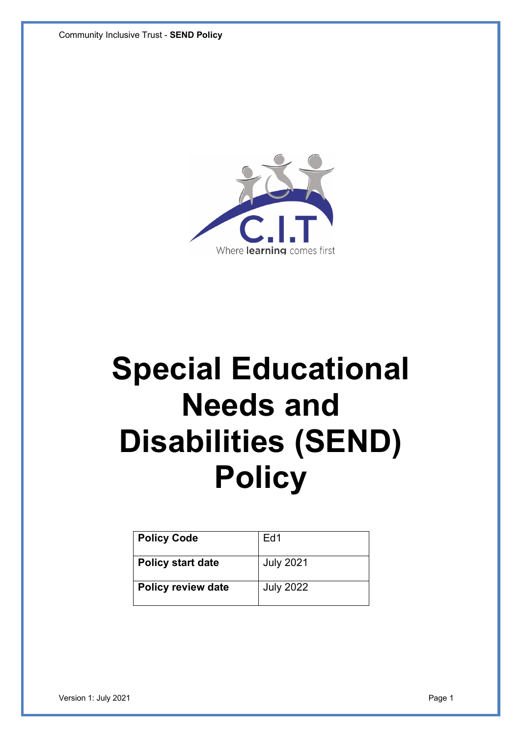# Special Educational Needs and Disabilities (SEND) Policy

| Policy Code | Ed1 |
|---|---|
| Policy start date | July 2021 |
| Policy review date | July 2022 |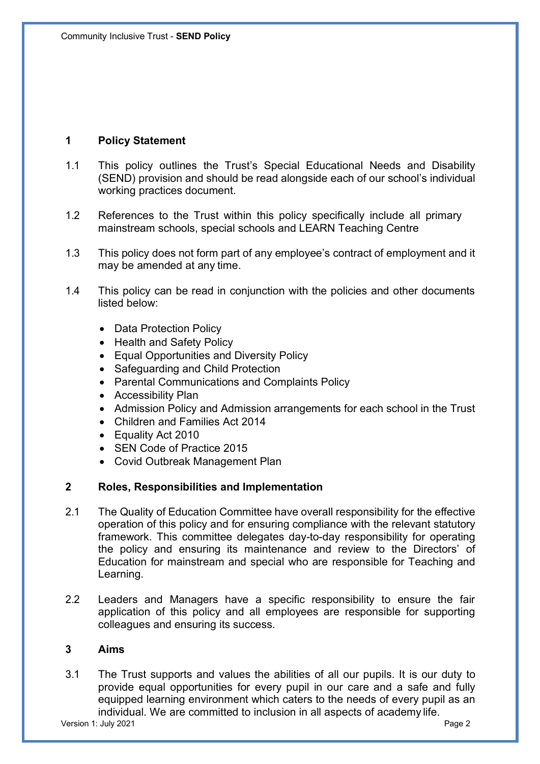## 1 Policy Statement

1.1 This policy outlines the Trust's Special Educational Needs and Disability (SEND) provision and should be read alongside each of our school's individual working practices document.

1.2 References to the Trust within this policy specifically include all primary mainstream schools, special schools and LEARN Teaching Centre

1.3 This policy does not form part of any employee's contract of employment and it may be amended at any time.

1.4 This policy can be read in conjunction with the policies and other documents listed below:

- Data Protection Policy
- Health and Safety Policy
- Equal Opportunities and Diversity Policy
- Safeguarding and Child Protection
- Parental Communications and Complaints Policy
- Accessibility Plan
- Admission Policy and Admission arrangements for each school in the Trust
- Children and Families Act 2014
- Equality Act 2010
- SEN Code of Practice 2015
- Covid Outbreak Management Plan

## 2 Roles, Responsibilities and Implementation

2.1 The Quality of Education Committee have overall responsibility for the effective operation of this policy and for ensuring compliance with the relevant statutory framework. This committee delegates day-to-day responsibility for operating the policy and ensuring its maintenance and review to the Directors' of Education for mainstream and special who are responsible for Teaching and Learning.

2.2 Leaders and Managers have a specific responsibility to ensure the fair application of this policy and all employees are responsible for supporting colleagues and ensuring its success.

## 3 Aims

3.1 The Trust supports and values the abilities of all our pupils. It is our duty to provide equal opportunities for every pupil in our care and a safe and fully equipped learning environment which caters to the needs of every pupil as an individual. We are committed to inclusion in all aspects of academy life.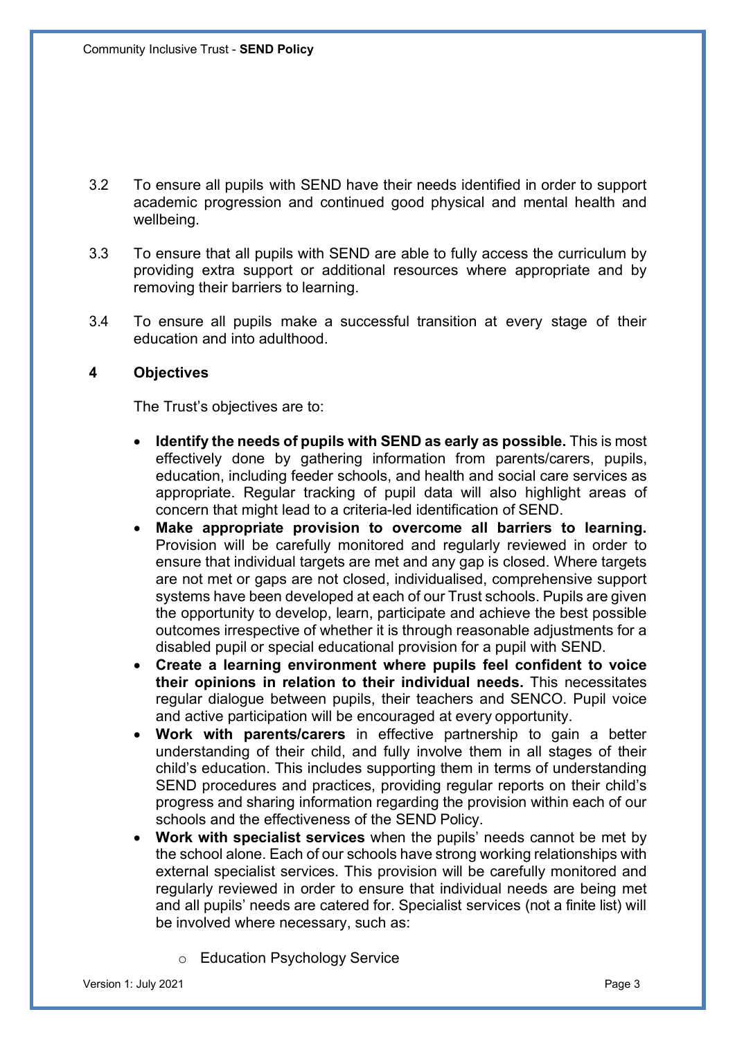3.2 To ensure all pupils with SEND have their needs identified in order to support academic progression and continued good physical and mental health and wellbeing.

3.3 To ensure that all pupils with SEND are able to fully access the curriculum by providing extra support or additional resources where appropriate and by removing their barriers to learning.

3.4 To ensure all pupils make a successful transition at every stage of their education and into adulthood.

## 4 Objectives

The Trust's objectives are to:

- **Identify the needs of pupils with SEND as early as possible.** This is most effectively done by gathering information from parents/carers, pupils, education, including feeder schools, and health and social care services as appropriate. Regular tracking of pupil data will also highlight areas of concern that might lead to a criteria-led identification of SEND.
- **Make appropriate provision to overcome all barriers to learning.** Provision will be carefully monitored and regularly reviewed in order to ensure that individual targets are met and any gap is closed. Where targets are not met or gaps are not closed, individualised, comprehensive support systems have been developed at each of our Trust schools. Pupils are given the opportunity to develop, learn, participate and achieve the best possible outcomes irrespective of whether it is through reasonable adjustments for a disabled pupil or special educational provision for a pupil with SEND.
- **Create a learning environment where pupils feel confident to voice their opinions in relation to their individual needs.** This necessitates regular dialogue between pupils, their teachers and SENCO. Pupil voice and active participation will be encouraged at every opportunity.
- **Work with parents/carers** in effective partnership to gain a better understanding of their child, and fully involve them in all stages of their child's education. This includes supporting them in terms of understanding SEND procedures and practices, providing regular reports on their child's progress and sharing information regarding the provision within each of our schools and the effectiveness of the SEND Policy.
- **Work with specialist services** when the pupils' needs cannot be met by the school alone. Each of our schools have strong working relationships with external specialist services. This provision will be carefully monitored and regularly reviewed in order to ensure that individual needs are being met and all pupils' needs are catered for. Specialist services (not a finite list) will be involved where necessary, such as:
    - Education Psychology Service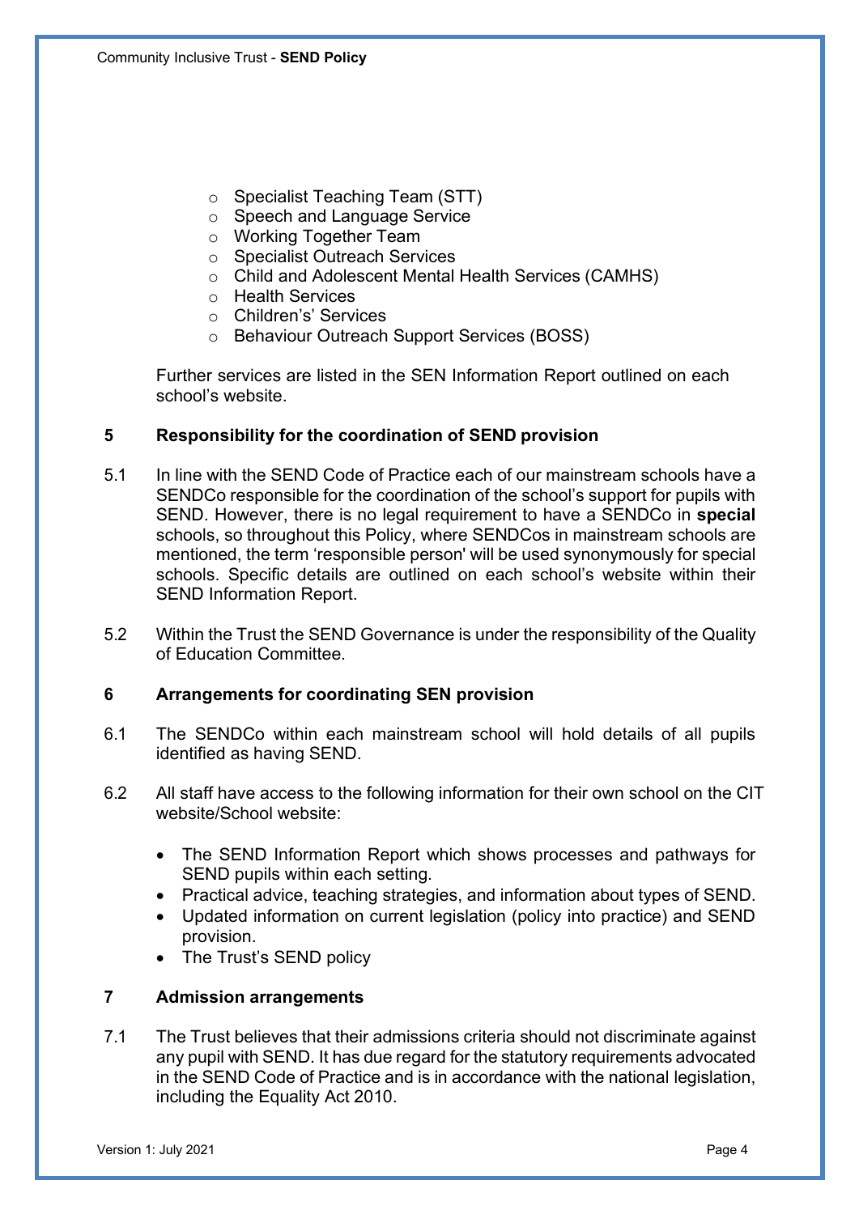- Specialist Teaching Team (STT)
- Speech and Language Service
- Working Together Team
- Specialist Outreach Services
- Child and Adolescent Mental Health Services (CAMHS)
- Health Services
- Children's' Services
- Behaviour Outreach Support Services (BOSS)

Further services are listed in the SEN Information Report outlined on each school's website.

## 5 Responsibility for the coordination of SEND provision

5.1 In line with the SEND Code of Practice each of our mainstream schools have a SENDCo responsible for the coordination of the school's support for pupils with SEND. However, there is no legal requirement to have a SENDCo in **special** schools, so throughout this Policy, where SENDCos in mainstream schools are mentioned, the term 'responsible person' will be used synonymously for special schools. Specific details are outlined on each school's website within their SEND Information Report.

5.2 Within the Trust the SEND Governance is under the responsibility of the Quality of Education Committee.

## 6 Arrangements for coordinating SEN provision

6.1 The SENDCo within each mainstream school will hold details of all pupils identified as having SEND.

6.2 All staff have access to the following information for their own school on the CIT website/School website:

- The SEND Information Report which shows processes and pathways for SEND pupils within each setting.
- Practical advice, teaching strategies, and information about types of SEND.
- Updated information on current legislation (policy into practice) and SEND provision.
- The Trust's SEND policy

## 7 Admission arrangements

7.1 The Trust believes that their admissions criteria should not discriminate against any pupil with SEND. It has due regard for the statutory requirements advocated in the SEND Code of Practice and is in accordance with the national legislation, including the Equality Act 2010.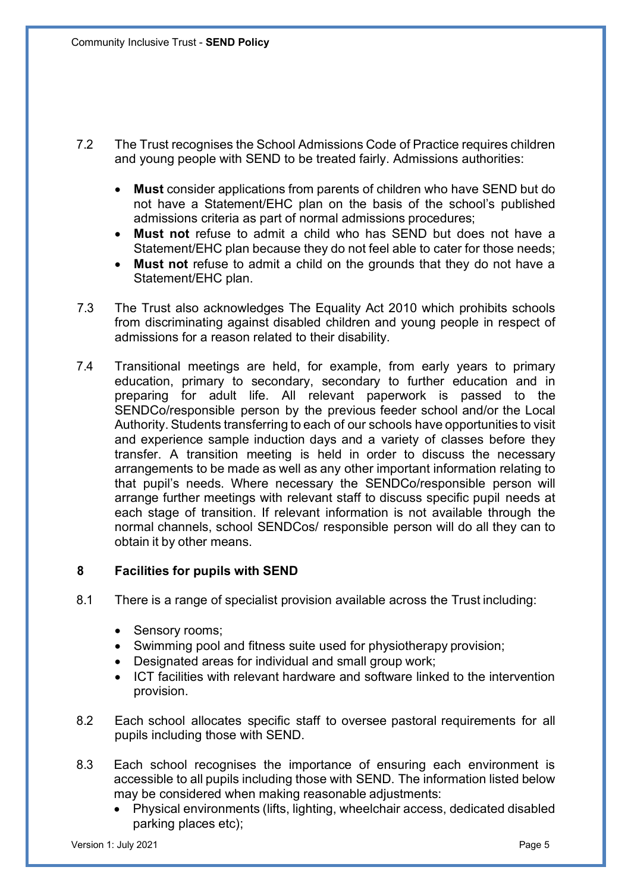7.2 The Trust recognises the School Admissions Code of Practice requires children and young people with SEND to be treated fairly. Admissions authorities:

- **Must** consider applications from parents of children who have SEND but do not have a Statement/EHC plan on the basis of the school's published admissions criteria as part of normal admissions procedures;
- **Must not** refuse to admit a child who has SEND but does not have a Statement/EHC plan because they do not feel able to cater for those needs;
- **Must not** refuse to admit a child on the grounds that they do not have a Statement/EHC plan.

7.3 The Trust also acknowledges The Equality Act 2010 which prohibits schools from discriminating against disabled children and young people in respect of admissions for a reason related to their disability.

7.4 Transitional meetings are held, for example, from early years to primary education, primary to secondary, secondary to further education and in preparing for adult life. All relevant paperwork is passed to the SENDCo/responsible person by the previous feeder school and/or the Local Authority. Students transferring to each of our schools have opportunities to visit and experience sample induction days and a variety of classes before they transfer. A transition meeting is held in order to discuss the necessary arrangements to be made as well as any other important information relating to that pupil's needs. Where necessary the SENDCo/responsible person will arrange further meetings with relevant staff to discuss specific pupil needs at each stage of transition. If relevant information is not available through the normal channels, school SENDCos/ responsible person will do all they can to obtain it by other means.

## 8 Facilities for pupils with SEND

8.1 There is a range of specialist provision available across the Trust including:

- Sensory rooms;
- Swimming pool and fitness suite used for physiotherapy provision;
- Designated areas for individual and small group work;
- ICT facilities with relevant hardware and software linked to the intervention provision.

8.2 Each school allocates specific staff to oversee pastoral requirements for all pupils including those with SEND.

8.3 Each school recognises the importance of ensuring each environment is accessible to all pupils including those with SEND. The information listed below may be considered when making reasonable adjustments:

- Physical environments (lifts, lighting, wheelchair access, dedicated disabled parking places etc);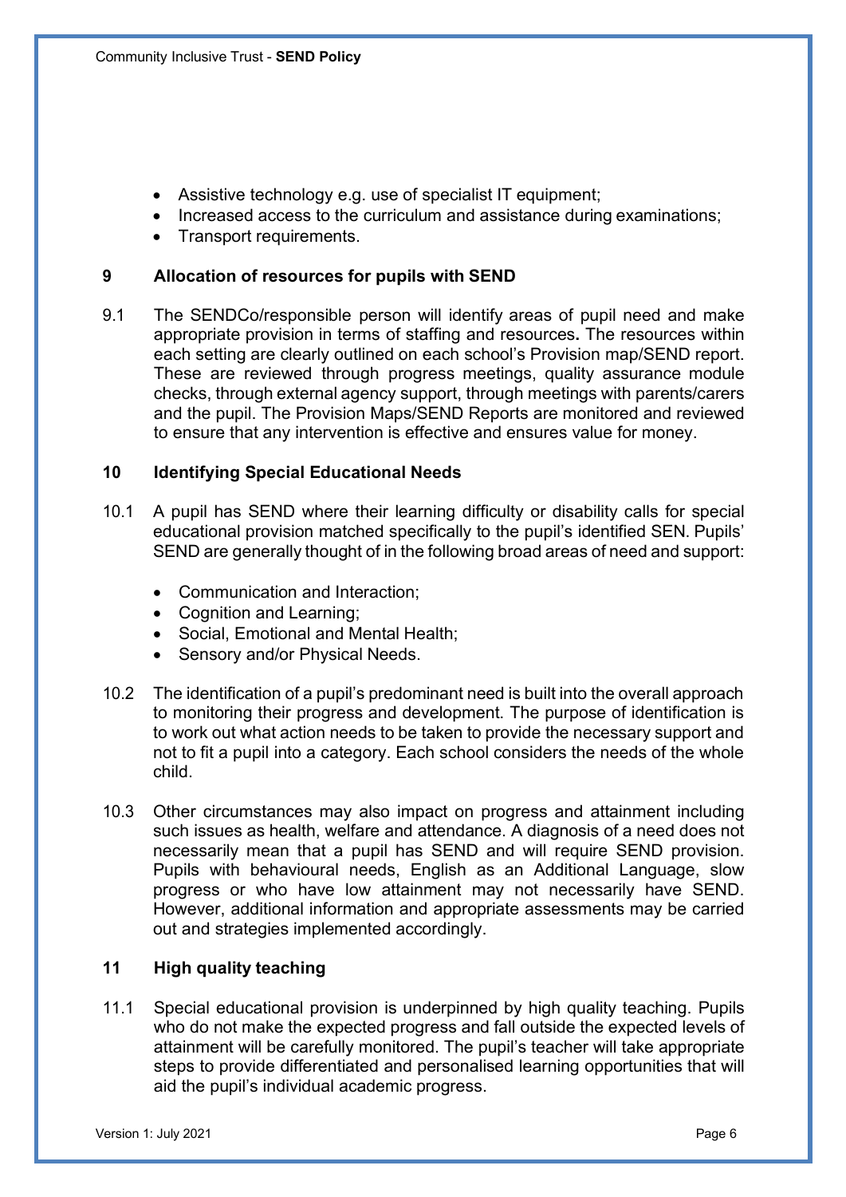- Assistive technology e.g. use of specialist IT equipment;
- Increased access to the curriculum and assistance during examinations;
- Transport requirements.

## 9 Allocation of resources for pupils with SEND

9.1 The SENDCo/responsible person will identify areas of pupil need and make appropriate provision in terms of staffing and resources**.** The resources within each setting are clearly outlined on each school's Provision map/SEND report. These are reviewed through progress meetings, quality assurance module checks, through external agency support, through meetings with parents/carers and the pupil. The Provision Maps/SEND Reports are monitored and reviewed to ensure that any intervention is effective and ensures value for money.

## 10 Identifying Special Educational Needs

10.1 A pupil has SEND where their learning difficulty or disability calls for special educational provision matched specifically to the pupil's identified SEN. Pupils' SEND are generally thought of in the following broad areas of need and support:

- Communication and Interaction;
- Cognition and Learning;
- Social, Emotional and Mental Health;
- Sensory and/or Physical Needs.

10.2 The identification of a pupil's predominant need is built into the overall approach to monitoring their progress and development. The purpose of identification is to work out what action needs to be taken to provide the necessary support and not to fit a pupil into a category. Each school considers the needs of the whole child.

10.3 Other circumstances may also impact on progress and attainment including such issues as health, welfare and attendance. A diagnosis of a need does not necessarily mean that a pupil has SEND and will require SEND provision. Pupils with behavioural needs, English as an Additional Language, slow progress or who have low attainment may not necessarily have SEND. However, additional information and appropriate assessments may be carried out and strategies implemented accordingly.

## 11 High quality teaching

11.1 Special educational provision is underpinned by high quality teaching. Pupils who do not make the expected progress and fall outside the expected levels of attainment will be carefully monitored. The pupil's teacher will take appropriate steps to provide differentiated and personalised learning opportunities that will aid the pupil's individual academic progress.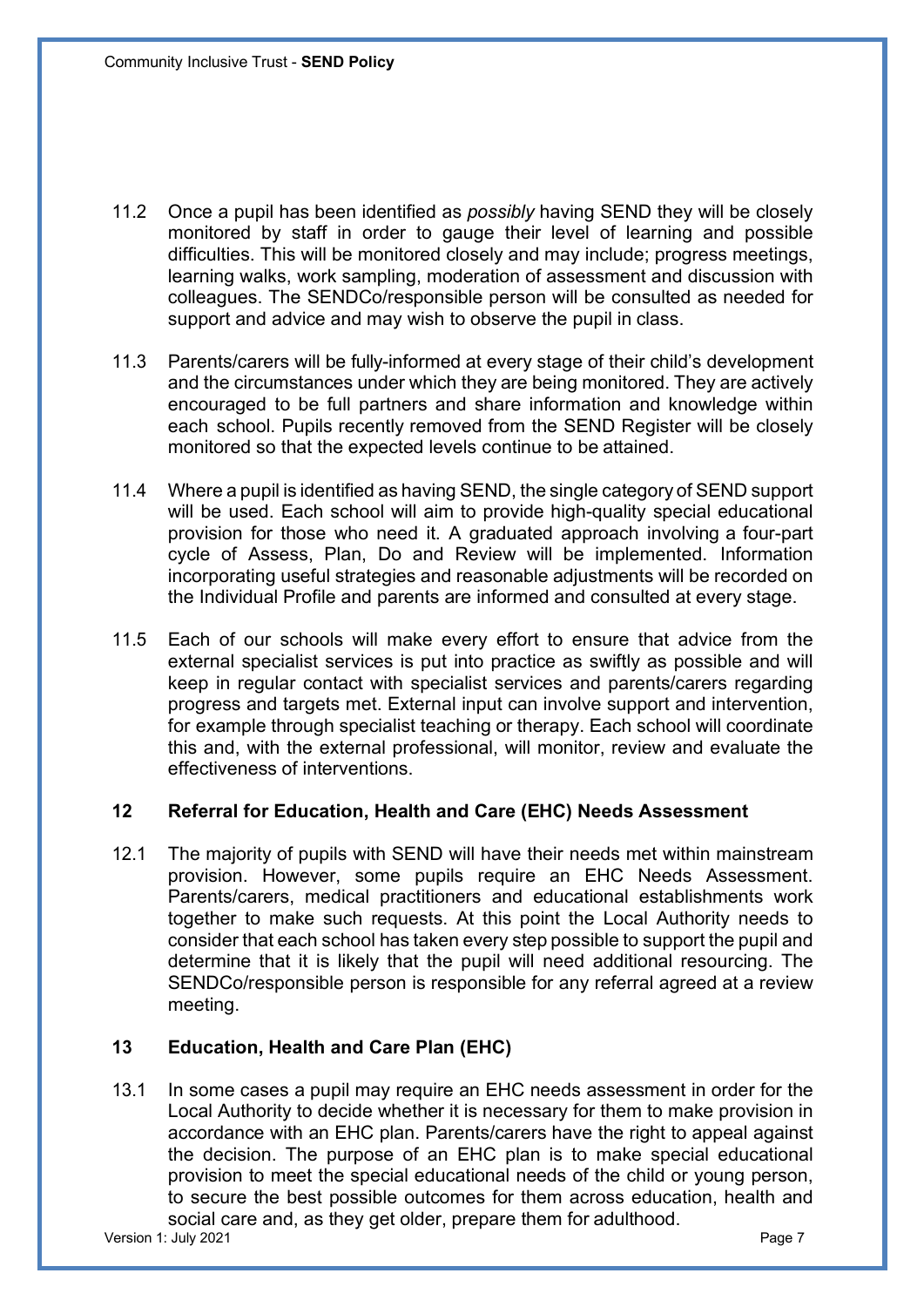11.2 Once a pupil has been identified as *possibly* having SEND they will be closely monitored by staff in order to gauge their level of learning and possible difficulties. This will be monitored closely and may include; progress meetings, learning walks, work sampling, moderation of assessment and discussion with colleagues. The SENDCo/responsible person will be consulted as needed for support and advice and may wish to observe the pupil in class.

11.3 Parents/carers will be fully-informed at every stage of their child's development and the circumstances under which they are being monitored. They are actively encouraged to be full partners and share information and knowledge within each school. Pupils recently removed from the SEND Register will be closely monitored so that the expected levels continue to be attained.

11.4 Where a pupil is identified as having SEND, the single category of SEND support will be used. Each school will aim to provide high-quality special educational provision for those who need it. A graduated approach involving a four-part cycle of Assess, Plan, Do and Review will be implemented. Information incorporating useful strategies and reasonable adjustments will be recorded on the Individual Profile and parents are informed and consulted at every stage.

11.5 Each of our schools will make every effort to ensure that advice from the external specialist services is put into practice as swiftly as possible and will keep in regular contact with specialist services and parents/carers regarding progress and targets met. External input can involve support and intervention, for example through specialist teaching or therapy. Each school will coordinate this and, with the external professional, will monitor, review and evaluate the effectiveness of interventions.

## 12 Referral for Education, Health and Care (EHC) Needs Assessment

12.1 The majority of pupils with SEND will have their needs met within mainstream provision. However, some pupils require an EHC Needs Assessment. Parents/carers, medical practitioners and educational establishments work together to make such requests. At this point the Local Authority needs to consider that each school has taken every step possible to support the pupil and determine that it is likely that the pupil will need additional resourcing. The SENDCo/responsible person is responsible for any referral agreed at a review meeting.

## 13 Education, Health and Care Plan (EHC)

13.1 In some cases a pupil may require an EHC needs assessment in order for the Local Authority to decide whether it is necessary for them to make provision in accordance with an EHC plan. Parents/carers have the right to appeal against the decision. The purpose of an EHC plan is to make special educational provision to meet the special educational needs of the child or young person, to secure the best possible outcomes for them across education, health and social care and, as they get older, prepare them for adulthood.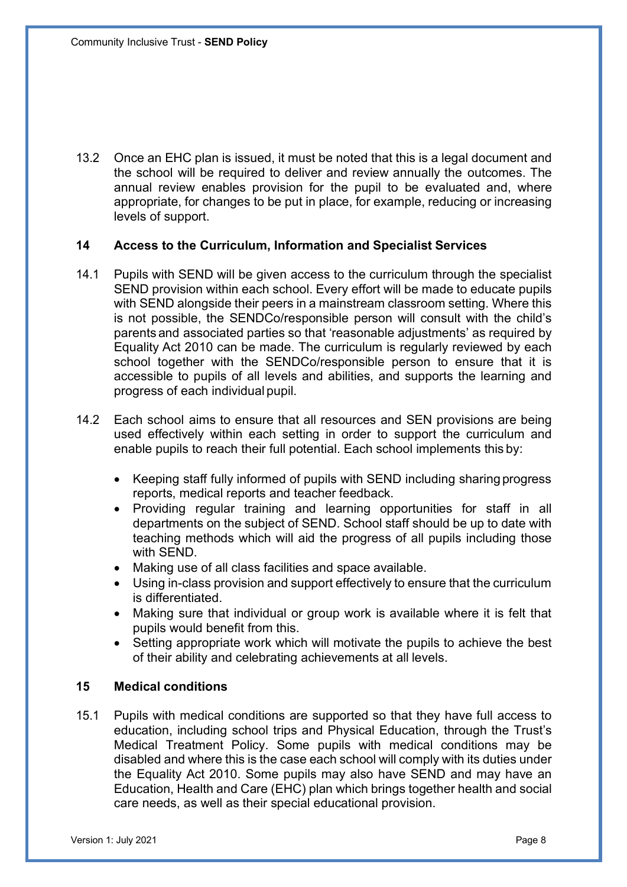13.2 Once an EHC plan is issued, it must be noted that this is a legal document and the school will be required to deliver and review annually the outcomes. The annual review enables provision for the pupil to be evaluated and, where appropriate, for changes to be put in place, for example, reducing or increasing levels of support.

## 14 Access to the Curriculum, Information and Specialist Services

14.1 Pupils with SEND will be given access to the curriculum through the specialist SEND provision within each school. Every effort will be made to educate pupils with SEND alongside their peers in a mainstream classroom setting. Where this is not possible, the SENDCo/responsible person will consult with the child's parents and associated parties so that 'reasonable adjustments' as required by Equality Act 2010 can be made. The curriculum is regularly reviewed by each school together with the SENDCo/responsible person to ensure that it is accessible to pupils of all levels and abilities, and supports the learning and progress of each individual pupil.

14.2 Each school aims to ensure that all resources and SEN provisions are being used effectively within each setting in order to support the curriculum and enable pupils to reach their full potential. Each school implements this by:

- Keeping staff fully informed of pupils with SEND including sharing progress reports, medical reports and teacher feedback.
- Providing regular training and learning opportunities for staff in all departments on the subject of SEND. School staff should be up to date with teaching methods which will aid the progress of all pupils including those with SEND.
- Making use of all class facilities and space available.
- Using in-class provision and support effectively to ensure that the curriculum is differentiated.
- Making sure that individual or group work is available where it is felt that pupils would benefit from this.
- Setting appropriate work which will motivate the pupils to achieve the best of their ability and celebrating achievements at all levels.

## 15 Medical conditions

15.1 Pupils with medical conditions are supported so that they have full access to education, including school trips and Physical Education, through the Trust's Medical Treatment Policy. Some pupils with medical conditions may be disabled and where this is the case each school will comply with its duties under the Equality Act 2010. Some pupils may also have SEND and may have an Education, Health and Care (EHC) plan which brings together health and social care needs, as well as their special educational provision.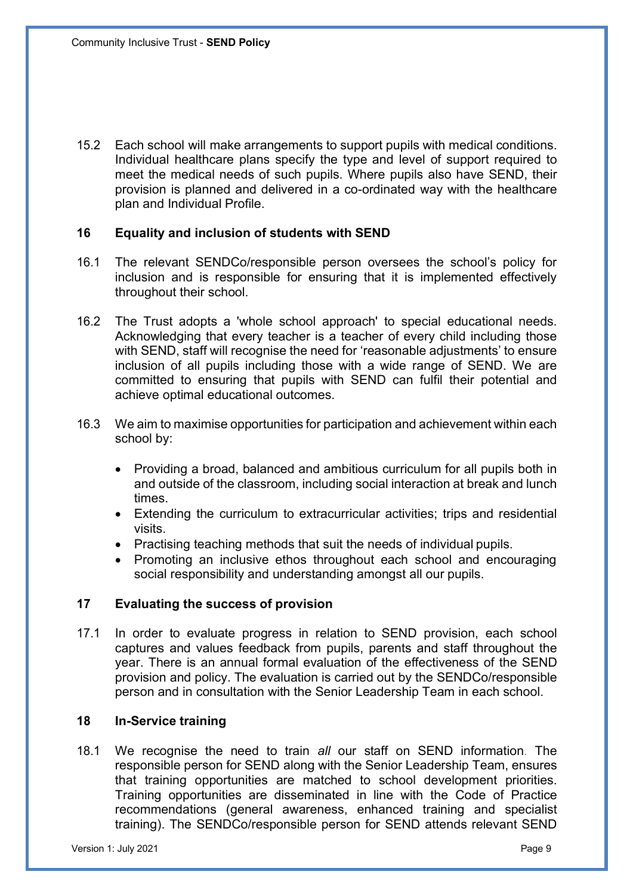15.2 Each school will make arrangements to support pupils with medical conditions. Individual healthcare plans specify the type and level of support required to meet the medical needs of such pupils. Where pupils also have SEND, their provision is planned and delivered in a co-ordinated way with the healthcare plan and Individual Profile.

## 16 Equality and inclusion of students with SEND

16.1 The relevant SENDCo/responsible person oversees the school's policy for inclusion and is responsible for ensuring that it is implemented effectively throughout their school.

16.2 The Trust adopts a 'whole school approach' to special educational needs. Acknowledging that every teacher is a teacher of every child including those with SEND, staff will recognise the need for 'reasonable adjustments' to ensure inclusion of all pupils including those with a wide range of SEND. We are committed to ensuring that pupils with SEND can fulfil their potential and achieve optimal educational outcomes.

16.3 We aim to maximise opportunities for participation and achievement within each school by:

- Providing a broad, balanced and ambitious curriculum for all pupils both in and outside of the classroom, including social interaction at break and lunch times.
- Extending the curriculum to extracurricular activities; trips and residential visits.
- Practising teaching methods that suit the needs of individual pupils.
- Promoting an inclusive ethos throughout each school and encouraging social responsibility and understanding amongst all our pupils.

## 17 Evaluating the success of provision

17.1 In order to evaluate progress in relation to SEND provision, each school captures and values feedback from pupils, parents and staff throughout the year. There is an annual formal evaluation of the effectiveness of the SEND provision and policy. The evaluation is carried out by the SENDCo/responsible person and in consultation with the Senior Leadership Team in each school.

## 18 In-Service training

18.1 We recognise the need to train *all* our staff on SEND information. The responsible person for SEND along with the Senior Leadership Team, ensures that training opportunities are matched to school development priorities. Training opportunities are disseminated in line with the Code of Practice recommendations (general awareness, enhanced training and specialist training). The SENDCo/responsible person for SEND attends relevant SEND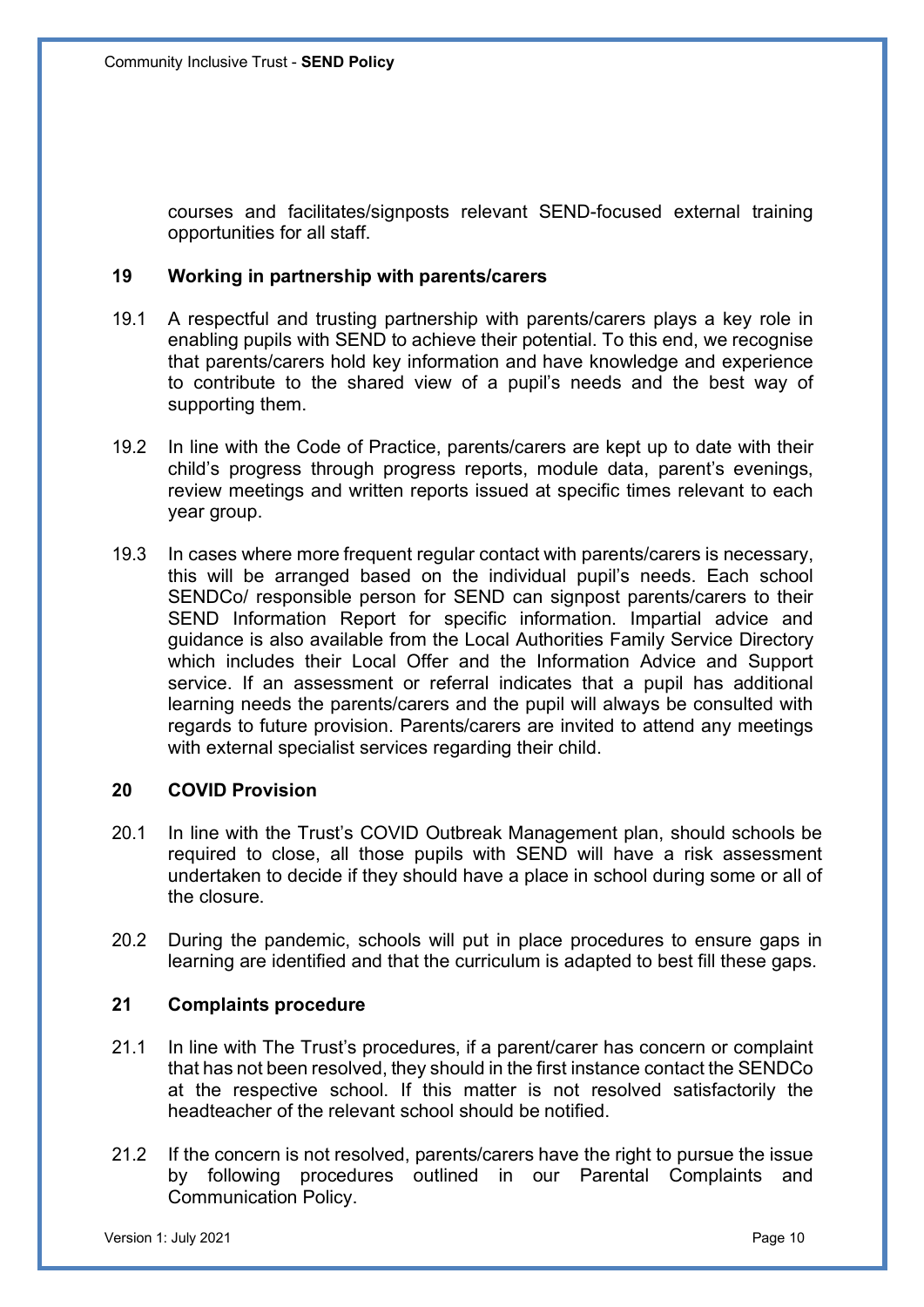courses and facilitates/signposts relevant SEND-focused external training opportunities for all staff.

## 19 Working in partnership with parents/carers

19.1 A respectful and trusting partnership with parents/carers plays a key role in enabling pupils with SEND to achieve their potential. To this end, we recognise that parents/carers hold key information and have knowledge and experience to contribute to the shared view of a pupil's needs and the best way of supporting them.

19.2 In line with the Code of Practice, parents/carers are kept up to date with their child's progress through progress reports, module data, parent's evenings, review meetings and written reports issued at specific times relevant to each year group.

19.3 In cases where more frequent regular contact with parents/carers is necessary, this will be arranged based on the individual pupil's needs. Each school SENDCo/ responsible person for SEND can signpost parents/carers to their SEND Information Report for specific information. Impartial advice and guidance is also available from the Local Authorities Family Service Directory which includes their Local Offer and the Information Advice and Support service. If an assessment or referral indicates that a pupil has additional learning needs the parents/carers and the pupil will always be consulted with regards to future provision. Parents/carers are invited to attend any meetings with external specialist services regarding their child.

## 20 COVID Provision

20.1 In line with the Trust's COVID Outbreak Management plan, should schools be required to close, all those pupils with SEND will have a risk assessment undertaken to decide if they should have a place in school during some or all of the closure.

20.2 During the pandemic, schools will put in place procedures to ensure gaps in learning are identified and that the curriculum is adapted to best fill these gaps.

## 21 Complaints procedure

21.1 In line with The Trust's procedures, if a parent/carer has concern or complaint that has not been resolved, they should in the first instance contact the SENDCo at the respective school. If this matter is not resolved satisfactorily the headteacher of the relevant school should be notified.

21.2 If the concern is not resolved, parents/carers have the right to pursue the issue by following procedures outlined in our Parental Complaints and Communication Policy.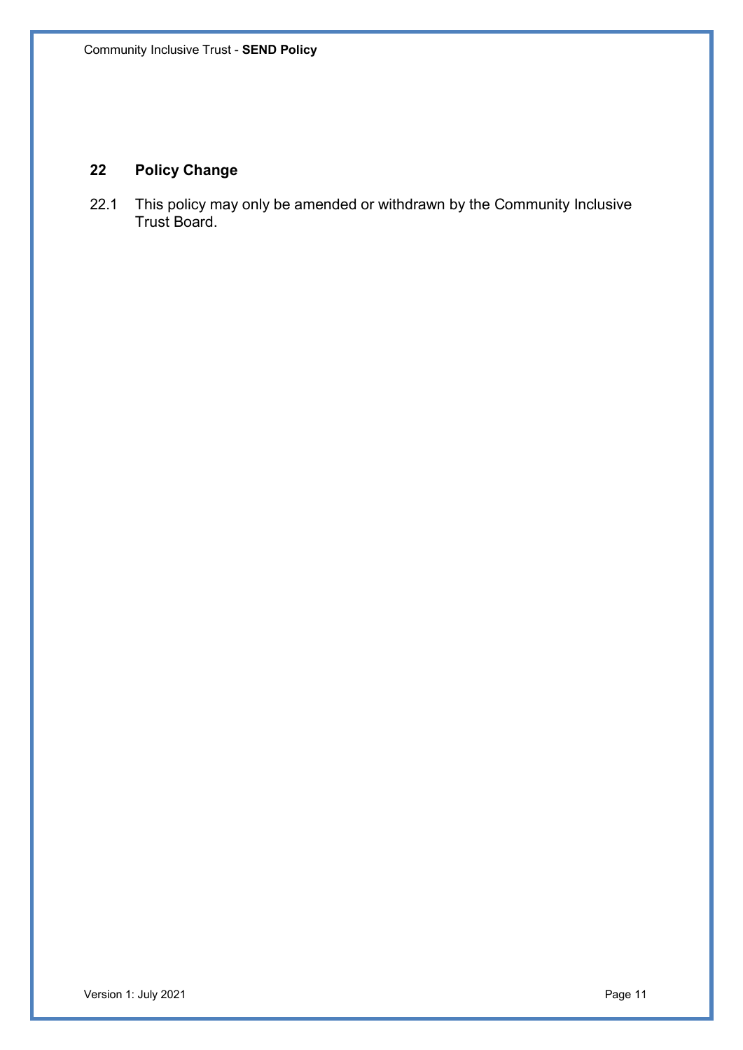## 22 Policy Change

22.1 This policy may only be amended or withdrawn by the Community Inclusive Trust Board.